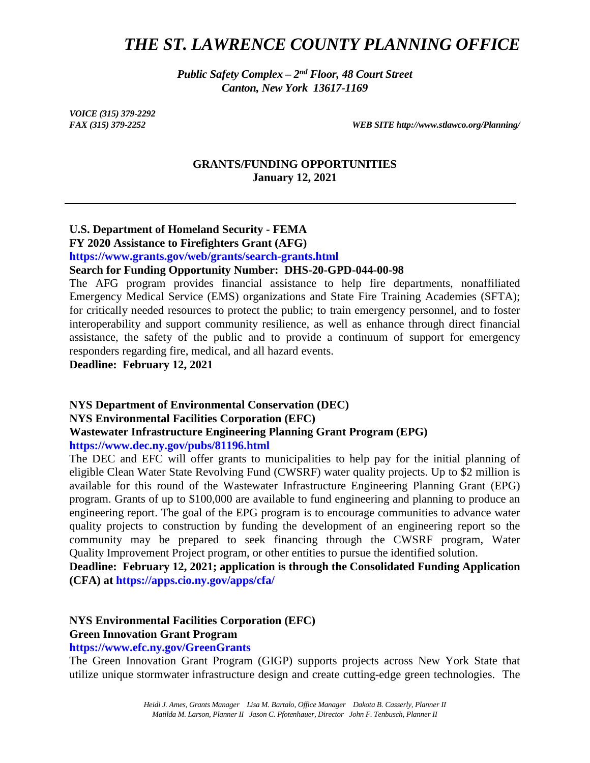# *THE ST. LAWRENCE COUNTY PLANNING OFFICE*

***Public Safety Complex – 2nd Floor, 48 Court Street***
***Canton, New York 13617-1169***

***VOICE (315) 379-2292***
***FAX (315) 379-2252*** ***WEB SITE http://www.stlawco.org/Planning/***

**GRANTS/FUNDING OPPORTUNITIES**
**January 12, 2021**

---

**U.S. Department of Homeland Security - FEMA**
**FY 2020 Assistance to Firefighters Grant (AFG)**
**https://www.grants.gov/web/grants/search-grants.html**
**Search for Funding Opportunity Number: DHS-20-GPD-044-00-98**

The AFG program provides financial assistance to help fire departments, nonaffiliated Emergency Medical Service (EMS) organizations and State Fire Training Academies (SFTA); for critically needed resources to protect the public; to train emergency personnel, and to foster interoperability and support community resilience, as well as enhance through direct financial assistance, the safety of the public and to provide a continuum of support for emergency responders regarding fire, medical, and all hazard events.

**Deadline: February 12, 2021**

**NYS Department of Environmental Conservation (DEC)**
**NYS Environmental Facilities Corporation (EFC)**
**Wastewater Infrastructure Engineering Planning Grant Program (EPG)**
**https://www.dec.ny.gov/pubs/81196.html**

The DEC and EFC will offer grants to municipalities to help pay for the initial planning of eligible Clean Water State Revolving Fund (CWSRF) water quality projects. Up to $2 million is available for this round of the Wastewater Infrastructure Engineering Planning Grant (EPG) program. Grants of up to $100,000 are available to fund engineering and planning to produce an engineering report. The goal of the EPG program is to encourage communities to advance water quality projects to construction by funding the development of an engineering report so the community may be prepared to seek financing through the CWSRF program, Water Quality Improvement Project program, or other entities to pursue the identified solution.

**Deadline: February 12, 2021; application is through the Consolidated Funding Application (CFA) at https://apps.cio.ny.gov/apps/cfa/**

**NYS Environmental Facilities Corporation (EFC)**
**Green Innovation Grant Program**
**https://www.efc.ny.gov/GreenGrants**

The Green Innovation Grant Program (GIGP) supports projects across New York State that utilize unique stormwater infrastructure design and create cutting-edge green technologies. The

*Heidi J. Ames, Grants Manager Lisa M. Bartalo, Office Manager Dakota B. Casserly, Planner II*
*Matilda M. Larson, Planner II Jason C. Pfotenhauer, Director John F. Tenbusch, Planner II*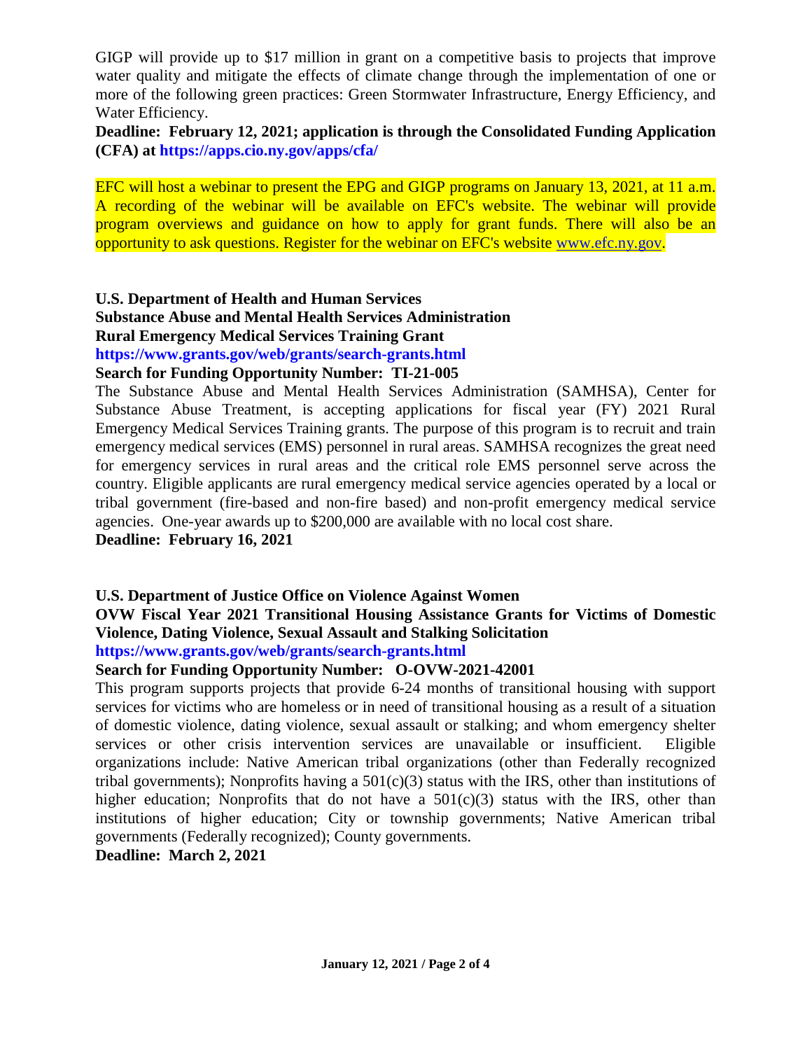GIGP will provide up to $17 million in grant on a competitive basis to projects that improve water quality and mitigate the effects of climate change through the implementation of one or more of the following green practices: Green Stormwater Infrastructure, Energy Efficiency, and Water Efficiency.

**Deadline: February 12, 2021; application is through the Consolidated Funding Application (CFA) at https://apps.cio.ny.gov/apps/cfa/**

EFC will host a webinar to present the EPG and GIGP programs on January 13, 2021, at 11 a.m. A recording of the webinar will be available on EFC's website. The webinar will provide program overviews and guidance on how to apply for grant funds. There will also be an opportunity to ask questions. Register for the webinar on EFC's website www.efc.ny.gov.

**U.S. Department of Health and Human Services**
**Substance Abuse and Mental Health Services Administration**
**Rural Emergency Medical Services Training Grant**
**https://www.grants.gov/web/grants/search-grants.html**
**Search for Funding Opportunity Number: TI-21-005**

The Substance Abuse and Mental Health Services Administration (SAMHSA), Center for Substance Abuse Treatment, is accepting applications for fiscal year (FY) 2021 Rural Emergency Medical Services Training grants. The purpose of this program is to recruit and train emergency medical services (EMS) personnel in rural areas. SAMHSA recognizes the great need for emergency services in rural areas and the critical role EMS personnel serve across the country. Eligible applicants are rural emergency medical service agencies operated by a local or tribal government (fire-based and non-fire based) and non-profit emergency medical service agencies. One-year awards up to $200,000 are available with no local cost share.

**Deadline: February 16, 2021**

**U.S. Department of Justice Office on Violence Against Women**
**OVW Fiscal Year 2021 Transitional Housing Assistance Grants for Victims of Domestic Violence, Dating Violence, Sexual Assault and Stalking Solicitation**
**https://www.grants.gov/web/grants/search-grants.html**
**Search for Funding Opportunity Number: O-OVW-2021-42001**

This program supports projects that provide 6-24 months of transitional housing with support services for victims who are homeless or in need of transitional housing as a result of a situation of domestic violence, dating violence, sexual assault or stalking; and whom emergency shelter services or other crisis intervention services are unavailable or insufficient. Eligible organizations include: Native American tribal organizations (other than Federally recognized tribal governments); Nonprofits having a 501(c)(3) status with the IRS, other than institutions of higher education; Nonprofits that do not have a 501(c)(3) status with the IRS, other than institutions of higher education; City or township governments; Native American tribal governments (Federally recognized); County governments.

**Deadline: March 2, 2021**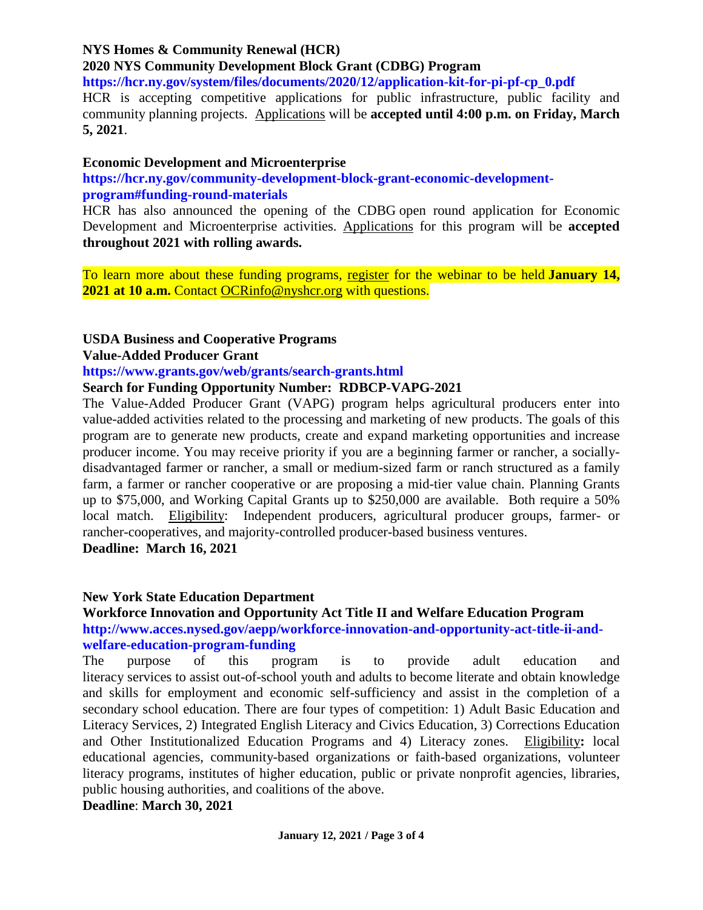**NYS Homes & Community Renewal (HCR)**
**2020 NYS Community Development Block Grant (CDBG) Program**
**https://hcr.ny.gov/system/files/documents/2020/12/application-kit-for-pi-pf-cp_0.pdf**

HCR is accepting competitive applications for public infrastructure, public facility and community planning projects. Applications will be **accepted until 4:00 p.m. on Friday, March 5, 2021**.

**Economic Development and Microenterprise**
**https://hcr.ny.gov/community-development-block-grant-economic-development-program#funding-round-materials**

HCR has also announced the opening of the CDBG open round application for Economic Development and Microenterprise activities. Applications for this program will be **accepted throughout 2021 with rolling awards.**

To learn more about these funding programs, register for the webinar to be held **January 14, 2021 at 10 a.m.** Contact OCRinfo@nyshcr.org with questions.

**USDA Business and Cooperative Programs**
**Value-Added Producer Grant**
**https://www.grants.gov/web/grants/search-grants.html**
**Search for Funding Opportunity Number: RDBCP-VAPG-2021**

The Value-Added Producer Grant (VAPG) program helps agricultural producers enter into value-added activities related to the processing and marketing of new products. The goals of this program are to generate new products, create and expand marketing opportunities and increase producer income. You may receive priority if you are a beginning farmer or rancher, a socially-disadvantaged farmer or rancher, a small or medium-sized farm or ranch structured as a family farm, a farmer or rancher cooperative or are proposing a mid-tier value chain. Planning Grants up to $75,000, and Working Capital Grants up to $250,000 are available. Both require a 50% local match. Eligibility: Independent producers, agricultural producer groups, farmer- or rancher-cooperatives, and majority-controlled producer-based business ventures.

**Deadline: March 16, 2021**

**New York State Education Department**
**Workforce Innovation and Opportunity Act Title II and Welfare Education Program**
**http://www.acces.nysed.gov/aepp/workforce-innovation-and-opportunity-act-title-ii-and-welfare-education-program-funding**

The purpose of this program is to provide adult education and literacy services to assist out-of-school youth and adults to become literate and obtain knowledge and skills for employment and economic self-sufficiency and assist in the completion of a secondary school education. There are four types of competition: 1) Adult Basic Education and Literacy Services, 2) Integrated English Literacy and Civics Education, 3) Corrections Education and Other Institutionalized Education Programs and 4) Literacy zones. Eligibility**:** local educational agencies, community-based organizations or faith-based organizations, volunteer literacy programs, institutes of higher education, public or private nonprofit agencies, libraries, public housing authorities, and coalitions of the above.

**Deadline**: **March 30, 2021**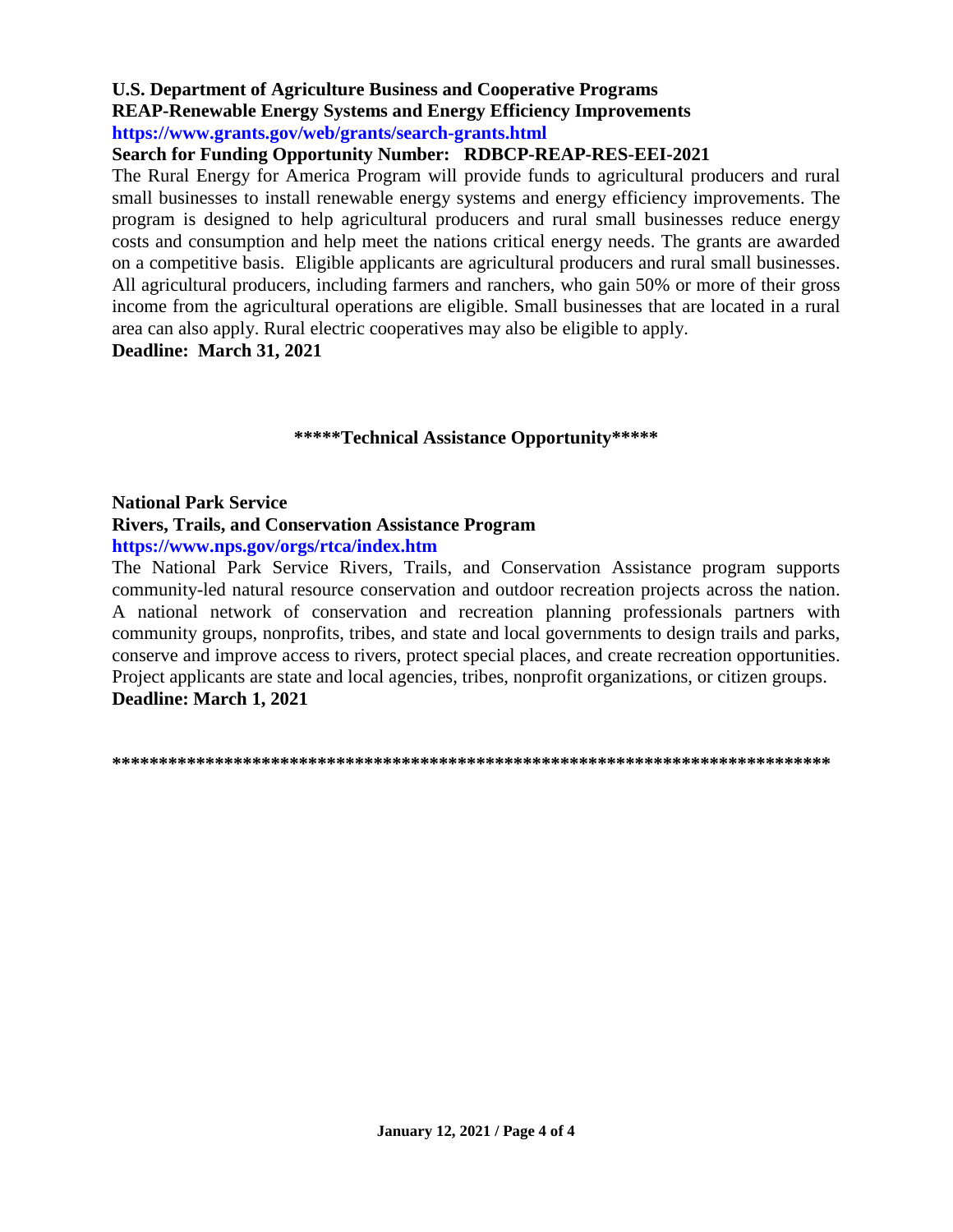**U.S. Department of Agriculture Business and Cooperative Programs**
**REAP-Renewable Energy Systems and Energy Efficiency Improvements**
**https://www.grants.gov/web/grants/search-grants.html**
**Search for Funding Opportunity Number: RDBCP-REAP-RES-EEI-2021**

The Rural Energy for America Program will provide funds to agricultural producers and rural small businesses to install renewable energy systems and energy efficiency improvements. The program is designed to help agricultural producers and rural small businesses reduce energy costs and consumption and help meet the nations critical energy needs. The grants are awarded on a competitive basis. Eligible applicants are agricultural producers and rural small businesses. All agricultural producers, including farmers and ranchers, who gain 50% or more of their gross income from the agricultural operations are eligible. Small businesses that are located in a rural area can also apply. Rural electric cooperatives may also be eligible to apply.

**Deadline: March 31, 2021**

**\*\*\*\*\*Technical Assistance Opportunity\*\*\*\*\***

**National Park Service**
**Rivers, Trails, and Conservation Assistance Program**
**https://www.nps.gov/orgs/rtca/index.htm**

The National Park Service Rivers, Trails, and Conservation Assistance program supports community-led natural resource conservation and outdoor recreation projects across the nation. A national network of conservation and recreation planning professionals partners with community groups, nonprofits, tribes, and state and local governments to design trails and parks, conserve and improve access to rivers, protect special places, and create recreation opportunities. Project applicants are state and local agencies, tribes, nonprofit organizations, or citizen groups.

**Deadline: March 1, 2021**

\*\*\*\*\*\*\*\*\*\*\*\*\*\*\*\*\*\*\*\*\*\*\*\*\*\*\*\*\*\*\*\*\*\*\*\*\*\*\*\*\*\*\*\*\*\*\*\*\*\*\*\*\*\*\*\*\*\*\*\*\*\*\*\*\*\*\*\*\*\*\*\*\*\*\*\*\*\*